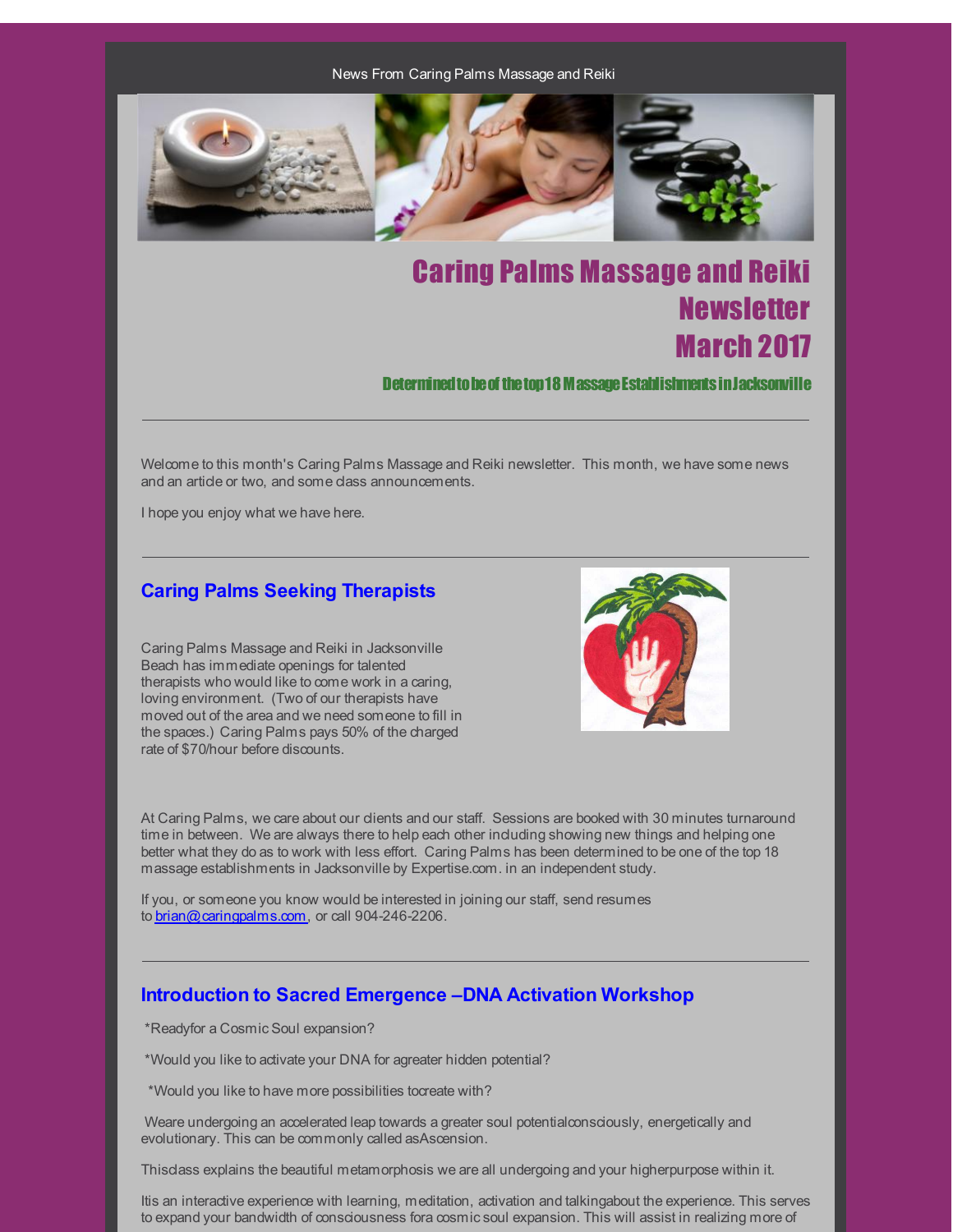News From Caring Palms Massage and Reiki

# Caring Palms Massage and Reiki Newsletter March 2017

### Determined to be of the top 18 Massage Establishments in Jacksonville

---

Welcome to this month's Caring Palms Massage and Reiki newsletter. This month, we have some news and an article or two, and some class announcements.

I hope you enjoy what we have here.

---

## Caring Palms Seeking Therapists

Caring Palms Massage and Reiki in Jacksonville Beach has immediate openings for talented therapists who would like to come work in a caring, loving environment. (Two of our therapists have moved out of the area and we need someone to fill in the spaces.) Caring Palms pays 50% of the charged rate of $70/hour before discounts.

At Caring Palms, we care about our clients and our staff. Sessions are booked with 30 minutes turnaround time in between. We are always there to help each other including showing new things and helping one better what they do as to work with less effort. Caring Palms has been determined to be one of the top 18 massage establishments in Jacksonville by Expertise.com. in an independent study.

If you, or someone you know would be interested in joining our staff, send resumes to brian@caringpalms.com, or call 904-246-2206.

---

## Introduction to Sacred Emergence –DNA Activation Workshop

*Readyfor a Cosmic Soul expansion?

*Would you like to activate your DNA for agreater hidden potential?

*Would you like to have more possibilities tocreate with?

Weare undergoing an accelerated leap towards a greater soul potentialconsciously, energetically and evolutionary. This can be commonly called asAscension.

Thisclass explains the beautiful metamorphosis we are all undergoing and your higherpurpose within it.

Itis an interactive experience with learning, meditation, activation and talkingabout the experience. This serves to expand your bandwidth of consciousness fora cosmic soul expansion. This will assist in realizing more of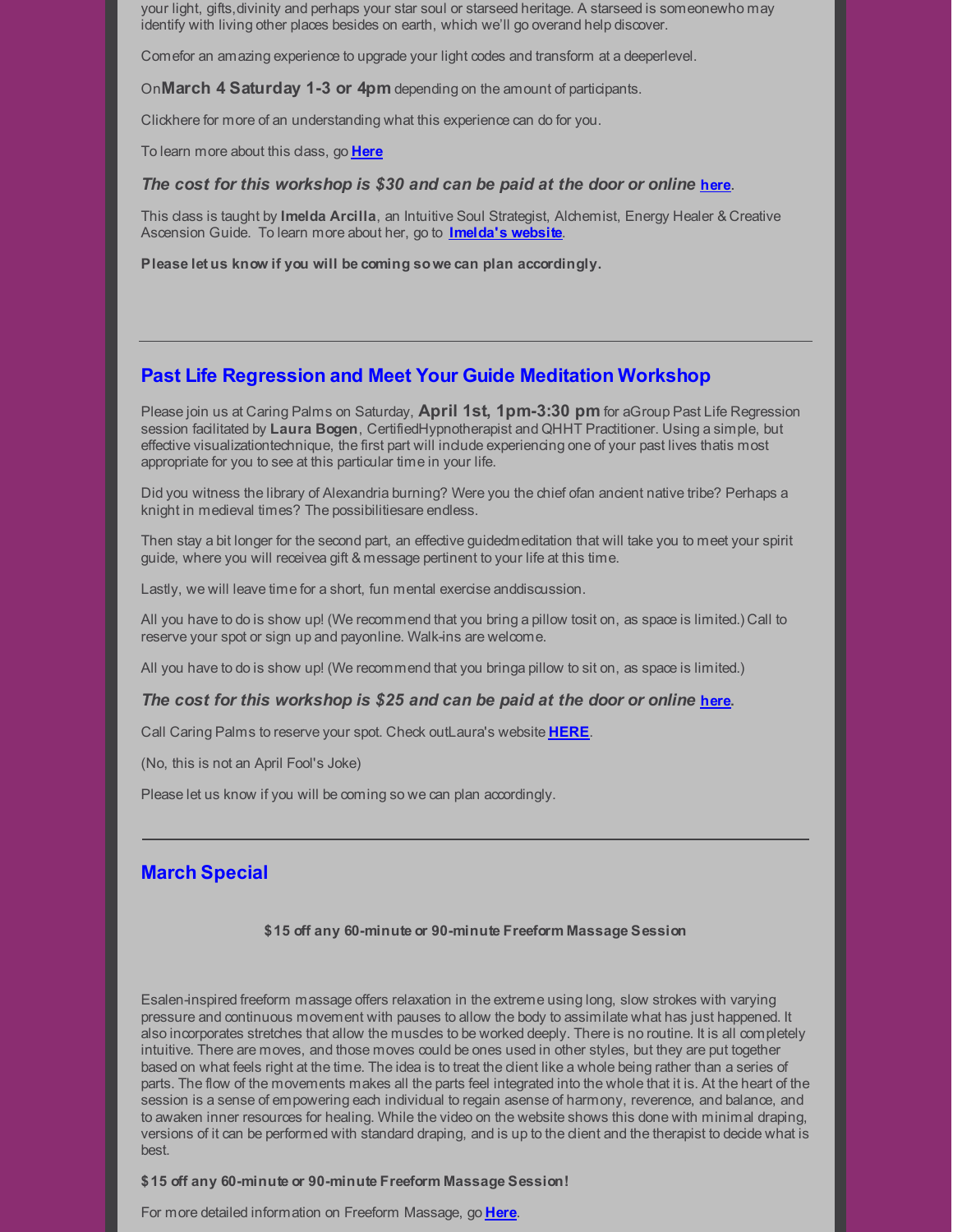your light, gifts,divinity and perhaps your star soul or starseed heritage. A starseed is someonewho may identify with living other places besides on earth, which we'll go overand help discover.

Comefor an amazing experience to upgrade your light codes and transform at a deeperlevel.

On**March 4 Saturday 1-3 or 4pm** depending on the amount of participants.

Clickhere for more of an understanding what this experience can do for you.

To learn more about this class, go **Here**

***The cost for this workshop is $30 and can be paid at the door or online here.***

This class is taught by **Imelda Arcilla**, an Intuitive Soul Strategist, Alchemist, Energy Healer & Creative Ascension Guide. To learn more about her, go to **Imelda's website**.

**Please let us know if you will be coming so we can plan accordingly.**

---

## Past Life Regression and Meet Your Guide Meditation Workshop

Please join us at Caring Palms on Saturday, **April 1st, 1pm-3:30 pm** for aGroup Past Life Regression session facilitated by **Laura Bogen**, CertifiedHypnotherapist and QHHT Practitioner. Using a simple, but effective visualizationtechnique, the first part will include experiencing one of your past lives thatis most appropriate for you to see at this particular time in your life.

Did you witness the library of Alexandria burning? Were you the chief ofan ancient native tribe? Perhaps a knight in medieval times? The possibilitiesare endless.

Then stay a bit longer for the second part, an effective guidedmeditation that will take you to meet your spirit guide, where you will receivea gift & message pertinent to your life at this time.

Lastly, we will leave time for a short, fun mental exercise anddiscussion.

All you have to do is show up! (We recommend that you bring a pillow tosit on, as space is limited.) Call to reserve your spot or sign up and payonline. Walk-ins are welcome.

All you have to do is show up! (We recommend that you bringa pillow to sit on, as space is limited.)

***The cost for this workshop is $25 and can be paid at the door or online here.***

Call Caring Palms to reserve your spot. Check outLaura's website **HERE**.

(No, this is not an April Fool's Joke)

Please let us know if you will be coming so we can plan accordingly.

---

## March Special

**$15 off any 60-minute or 90-minute Freeform Massage Session**

Esalen-inspired freeform massage offers relaxation in the extreme using long, slow strokes with varying pressure and continuous movement with pauses to allow the body to assimilate what has just happened. It also incorporates stretches that allow the muscles to be worked deeply. There is no routine. It is all completely intuitive. There are moves, and those moves could be ones used in other styles, but they are put together based on what feels right at the time. The idea is to treat the client like a whole being rather than a series of parts. The flow of the movements makes all the parts feel integrated into the whole that it is. At the heart of the session is a sense of empowering each individual to regain asense of harmony, reverence, and balance, and to awaken inner resources for healing. While the video on the website shows this done with minimal draping, versions of it can be performed with standard draping, and is up to the client and the therapist to decide what is best.

**$15 off any 60-minute or 90-minute Freeform Massage Session!**

For more detailed information on Freeform Massage, go **Here**.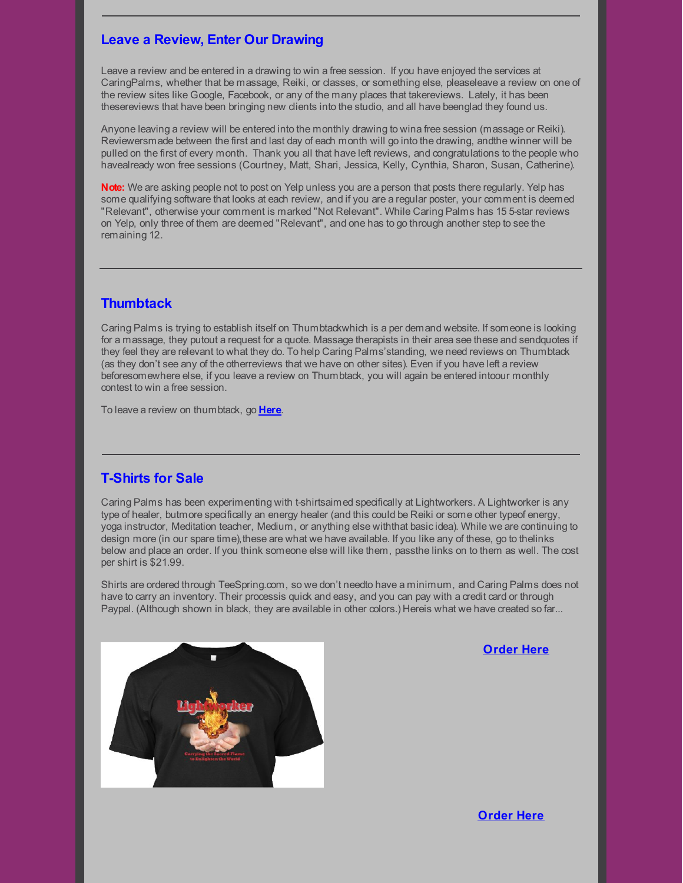## Leave a Review, Enter Our Drawing

Leave a review and be entered in a drawing to win a free session. If you have enjoyed the services at CaringPalms, whether that be massage, Reiki, or classes, or something else, pleaseleave a review on one of the review sites like Google, Facebook, or any of the many places that takereviews. Lately, it has been thesereviews that have been bringing new clients into the studio, and all have beenglad they found us.

Anyone leaving a review will be entered into the monthly drawing to wina free session (massage or Reiki). Reviewersmade between the first and last day of each month will go into the drawing, andthe winner will be pulled on the first of every month. Thank you all that have left reviews, and congratulations to the people who havealready won free sessions (Courtney, Matt, Shari, Jessica, Kelly, Cynthia, Sharon, Susan, Catherine).

**Note:** We are asking people not to post on Yelp unless you are a person that posts there regularly. Yelp has some qualifying software that looks at each review, and if you are a regular poster, your comment is deemed "Relevant", otherwise your comment is marked "Not Relevant". While Caring Palms has 15 5-star reviews on Yelp, only three of them are deemed "Relevant", and one has to go through another step to see the remaining 12.

---

## Thumbtack

Caring Palms is trying to establish itself on Thumbtackwhich is a per demand website. If someone is looking for a massage, they putout a request for a quote. Massage therapists in their area see these and sendquotes if they feel they are relevant to what they do. To help Caring Palms'standing, we need reviews on Thumbtack (as they don't see any of the otherreviews that we have on other sites). Even if you have left a review beforesomewhere else, if you leave a review on Thumbtack, you will again be entered intoour monthly contest to win a free session.

To leave a review on thumbtack, go **Here**.

---

## T-Shirts for Sale

Caring Palms has been experimenting with t-shirtsaimed specifically at Lightworkers. A Lightworker is any type of healer, butmore specifically an energy healer (and this could be Reiki or some other typeof energy, yoga instructor, Meditation teacher, Medium, or anything else withthat basic idea). While we are continuing to design more (in our spare time),these are what we have available. If you like any of these, go to thelinks below and place an order. If you think someone else will like them, passthe links on to them as well. The cost per shirt is $21.99.

Shirts are ordered through TeeSpring.com, so we don't needto have a minimum, and Caring Palms does not have to carry an inventory. Their processis quick and easy, and you can pay with a credit card or through Paypal. (Although shown in black, they are available in other colors.) Hereis what we have created so far...

**Order Here**

**Order Here**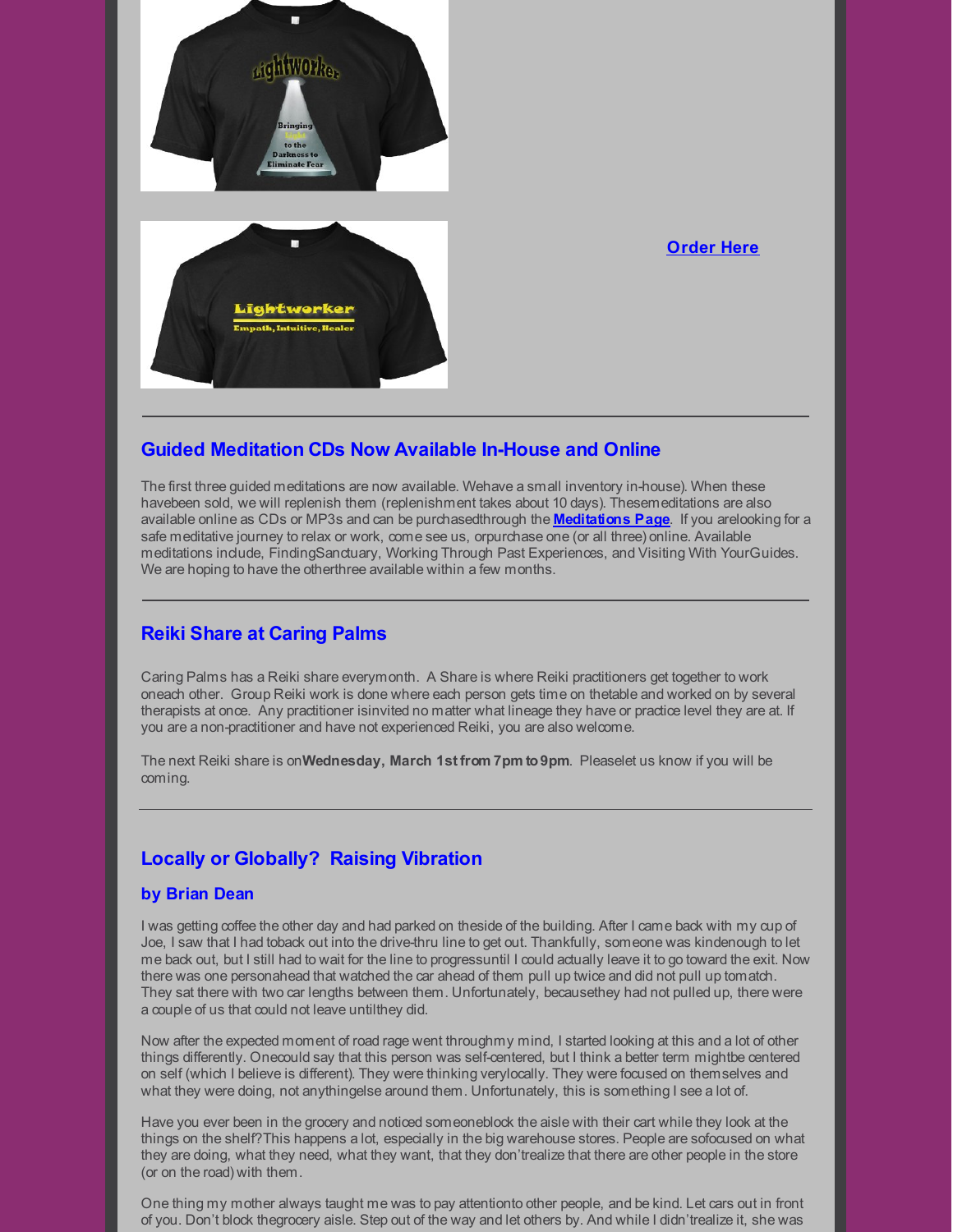Order Here

---

## Guided Meditation CDs Now Available In-House and Online

The first three guided meditations are now available. Wehave a small inventory in-house). When these havebeen sold, we will replenish them (replenishment takes about 10 days). Thesemeditations are also available online as CDs or MP3s and can be purchasedthrough the **Meditations Page**. If you arelooking for a safe meditative journey to relax or work, come see us, orpurchase one (or all three) online. Available meditations include, FindingSanctuary, Working Through Past Experiences, and Visiting With YourGuides. We are hoping to have the otherthree available within a few months.

---

## Reiki Share at Caring Palms

Caring Palms has a Reiki share everymonth. A Share is where Reiki practitioners get together to work oneach other. Group Reiki work is done where each person gets time on thetable and worked on by several therapists at once. Any practitioner isinvited no matter what lineage they have or practice level they are at. If you are a non-practitioner and have not experienced Reiki, you are also welcome.

The next Reiki share is on**Wednesday, March 1st from 7pm to 9pm**. Pleaselet us know if you will be coming.

---

## Locally or Globally? Raising Vibration

### by Brian Dean

I was getting coffee the other day and had parked on theside of the building. After I came back with my cup of Joe, I saw that I had toback out into the drive-thru line to get out. Thankfully, someone was kindenough to let me back out, but I still had to wait for the line to progressuntil I could actually leave it to go toward the exit. Now there was one personahead that watched the car ahead of them pull up twice and did not pull up tomatch. They sat there with two car lengths between them. Unfortunately, becausethey had not pulled up, there were a couple of us that could not leave untilthey did.

Now after the expected moment of road rage went throughmy mind, I started looking at this and a lot of other things differently. Onecould say that this person was self-centered, but I think a better term mightbe centered on self (which I believe is different). They were thinking verylocally. They were focused on themselves and what they were doing, not anythingelse around them. Unfortunately, this is something I see a lot of.

Have you ever been in the grocery and noticed someoneblock the aisle with their cart while they look at the things on the shelf?This happens a lot, especially in the big warehouse stores. People are sofocused on what they are doing, what they need, what they want, that they don'trealize that there are other people in the store (or on the road) with them.

One thing my mother always taught me was to pay attentionto other people, and be kind. Let cars out in front of you. Don't block thegrocery aisle. Step out of the way and let others by. And while I didn'trealize it, she was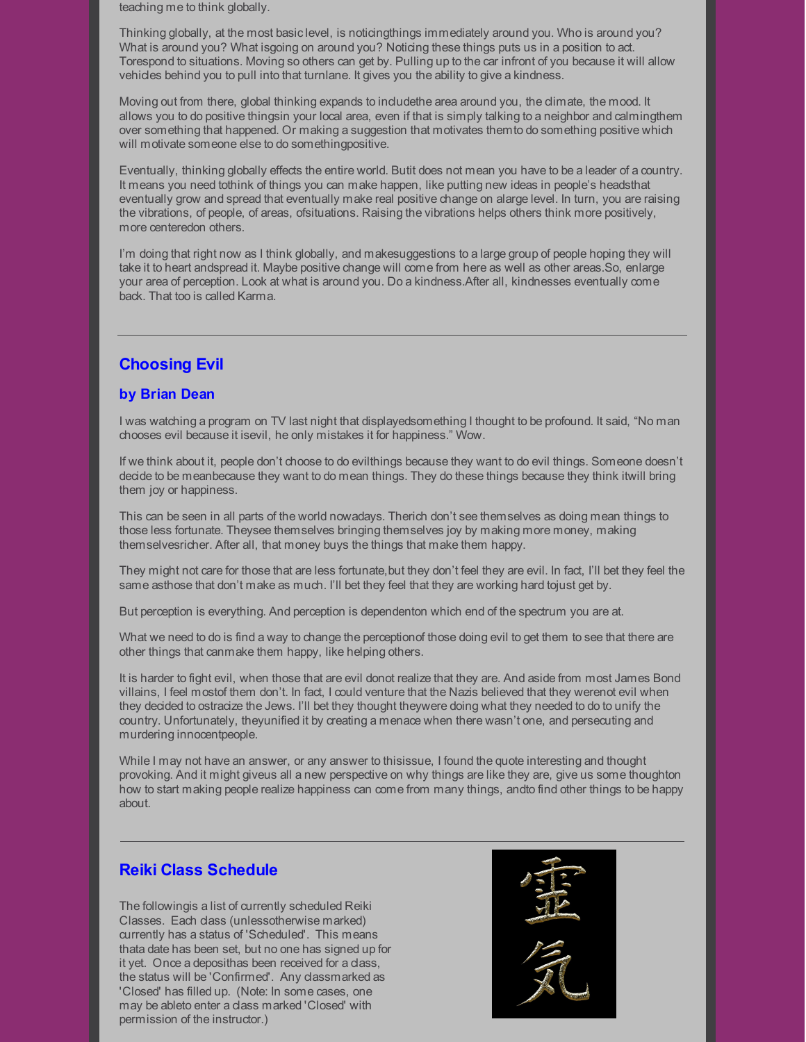teaching me to think globally.

Thinking globally, at the most basic level, is noticingthings immediately around you. Who is around you? What is around you? What isgoing on around you? Noticing these things puts us in a position to act. Torespond to situations. Moving so others can get by. Pulling up to the car infront of you because it will allow vehicles behind you to pull into that turnlane. It gives you the ability to give a kindness.

Moving out from there, global thinking expands to includethe area around you, the climate, the mood. It allows you to do positive thingsin your local area, even if that is simply talking to a neighbor and calmingthem over something that happened. Or making a suggestion that motivates themto do something positive which will motivate someone else to do somethingpositive.

Eventually, thinking globally effects the entire world. Butit does not mean you have to be a leader of a country. It means you need tothink of things you can make happen, like putting new ideas in people's headsthat eventually grow and spread that eventually make real positive change on alarge level. In turn, you are raising the vibrations, of people, of areas, ofsituations. Raising the vibrations helps others think more positively, more centeredon others.

I'm doing that right now as I think globally, and makesuggestions to a large group of people hoping they will take it to heart andspread it. Maybe positive change will come from here as well as other areas.So, enlarge your area of perception. Look at what is around you. Do a kindness.After all, kindnesses eventually come back. That too is called Karma.

---

## Choosing Evil

### by Brian Dean

I was watching a program on TV last night that displayedsomething I thought to be profound. It said, "No man chooses evil because it isevil, he only mistakes it for happiness." Wow.

If we think about it, people don't choose to do evilthings because they want to do evil things. Someone doesn't decide to be meanbecause they want to do mean things. They do these things because they think itwill bring them joy or happiness.

This can be seen in all parts of the world nowadays. Therich don't see themselves as doing mean things to those less fortunate. Theysee themselves bringing themselves joy by making more money, making themselvesricher. After all, that money buys the things that make them happy.

They might not care for those that are less fortunate,but they don't feel they are evil. In fact, I'll bet they feel the same asthose that don't make as much. I'll bet they feel that they are working hard tojust get by.

But perception is everything. And perception is dependenton which end of the spectrum you are at.

What we need to do is find a way to change the perceptionof those doing evil to get them to see that there are other things that canmake them happy, like helping others.

It is harder to fight evil, when those that are evil donot realize that they are. And aside from most James Bond villains, I feel mostof them don't. In fact, I could venture that the Nazis believed that they werenot evil when they decided to ostracize the Jews. I'll bet they thought theywere doing what they needed to do to unify the country. Unfortunately, theyunified it by creating a menace when there wasn't one, and persecuting and murdering innocentpeople.

While I may not have an answer, or any answer to thisissue, I found the quote interesting and thought provoking. And it might giveus all a new perspective on why things are like they are, give us some thoughton how to start making people realize happiness can come from many things, andto find other things to be happy about.

---

## Reiki Class Schedule

The followingis a list of currently scheduled Reiki Classes. Each class (unlessotherwise marked) currently has a status of 'Scheduled'. This means thata date has been set, but no one has signed up for it yet. Once a depositHas been received for a class, the status will be 'Confirmed'. Any classmarked as 'Closed' has filled up. (Note: In some cases, one may be ableto enter a class marked 'Closed' with permission of the instructor.)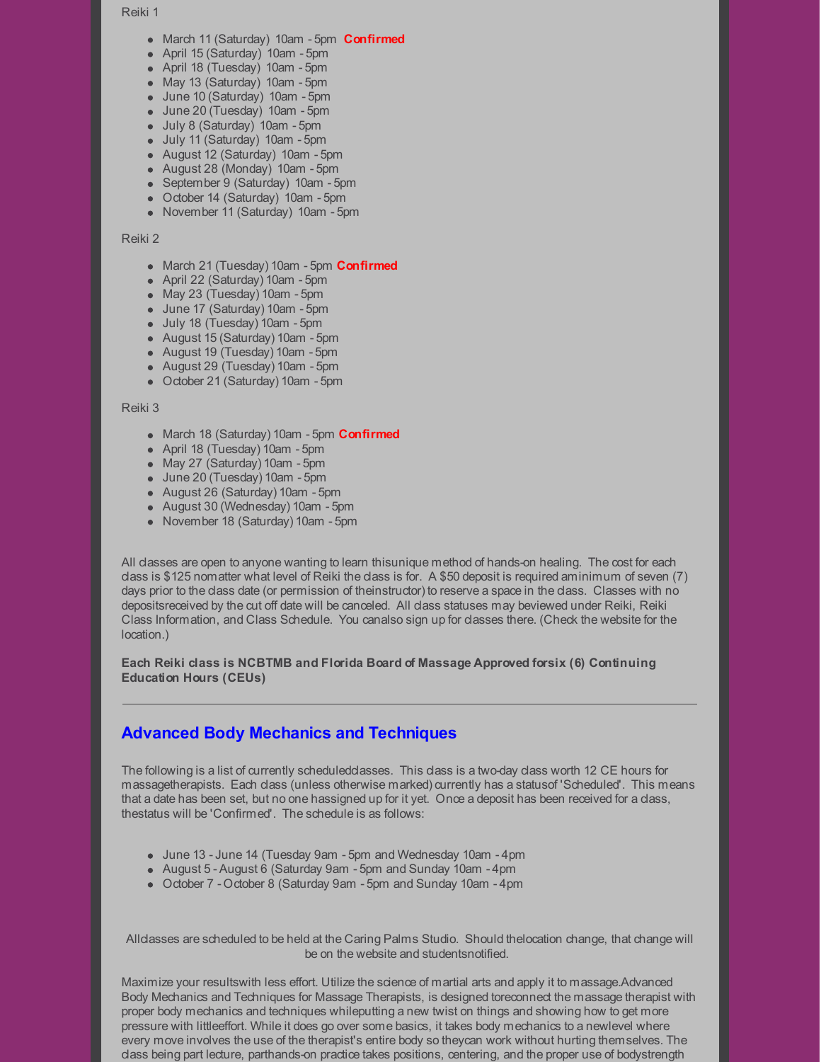Reiki 1

- March 11 (Saturday) 10am - 5pm **Confirmed**
- April 15 (Saturday) 10am - 5pm
- April 18 (Tuesday) 10am - 5pm
- May 13 (Saturday) 10am - 5pm
- June 10 (Saturday) 10am - 5pm
- June 20 (Tuesday) 10am - 5pm
- July 8 (Saturday) 10am - 5pm
- July 11 (Saturday) 10am - 5pm
- August 12 (Saturday) 10am - 5pm
- August 28 (Monday) 10am - 5pm
- September 9 (Saturday) 10am - 5pm
- October 14 (Saturday) 10am - 5pm
- November 11 (Saturday) 10am - 5pm

Reiki 2

- March 21 (Tuesday) 10am - 5pm **Confirmed**
- April 22 (Saturday) 10am - 5pm
- May 23 (Tuesday) 10am - 5pm
- June 17 (Saturday) 10am - 5pm
- July 18 (Tuesday) 10am - 5pm
- August 15 (Saturday) 10am - 5pm
- August 19 (Tuesday) 10am - 5pm
- August 29 (Tuesday) 10am - 5pm
- October 21 (Saturday) 10am - 5pm

Reiki 3

- March 18 (Saturday) 10am - 5pm **Confirmed**
- April 18 (Tuesday) 10am - 5pm
- May 27 (Saturday) 10am - 5pm
- June 20 (Tuesday) 10am - 5pm
- August 26 (Saturday) 10am - 5pm
- August 30 (Wednesday) 10am - 5pm
- November 18 (Saturday) 10am - 5pm

All classes are open to anyone wanting to learn thisunique method of hands-on healing. The cost for each class is $125 nomatter what level of Reiki the class is for. A $50 deposit is required aminimum of seven (7) days prior to the class date (or permission of theinstructor) to reserve a space in the class. Classes with no depositsreceived by the cut off date will be canceled. All class statuses may beviewed under Reiki, Reiki Class Information, and Class Schedule. You canalso sign up for classes there. (Check the website for the location.)

**Each Reiki class is NCBTMB and Florida Board of Massage Approved forsix (6) Continuing Education Hours (CEUs)**

---

## Advanced Body Mechanics and Techniques

The following is a list of currently scheduledclasses. This class is a two-day class worth 12 CE hours for massagetherapists. Each class (unless otherwise marked) currently has a statusof 'Scheduled'. This means that a date has been set, but no one hassigned up for it yet. Once a deposit has been received for a class, thestatus will be 'Confirmed'. The schedule is as follows:

- June 13 - June 14 (Tuesday 9am - 5pm and Wednesday 10am - 4pm
- August 5 - August 6 (Saturday 9am - 5pm and Sunday 10am - 4pm
- October 7 - October 8 (Saturday 9am - 5pm and Sunday 10am - 4pm

Allclasses are scheduled to be held at the Caring Palms Studio. Should thelocation change, that change will be on the website and studentsnotified.

Maximize your resultswith less effort. Utilize the science of martial arts and apply it to massage.Advanced Body Mechanics and Techniques for Massage Therapists, is designed toreconnect the massage therapist with proper body mechanics and techniques whileputting a new twist on things and showing how to get more pressure with littleeffort. While it does go over some basics, it takes body mechanics to a newlevel where every move involves the use of the therapist's entire body so theycan work without hurting themselves. The class being part lecture, parthands-on practice takes positions, centering, and the proper use of bodystrength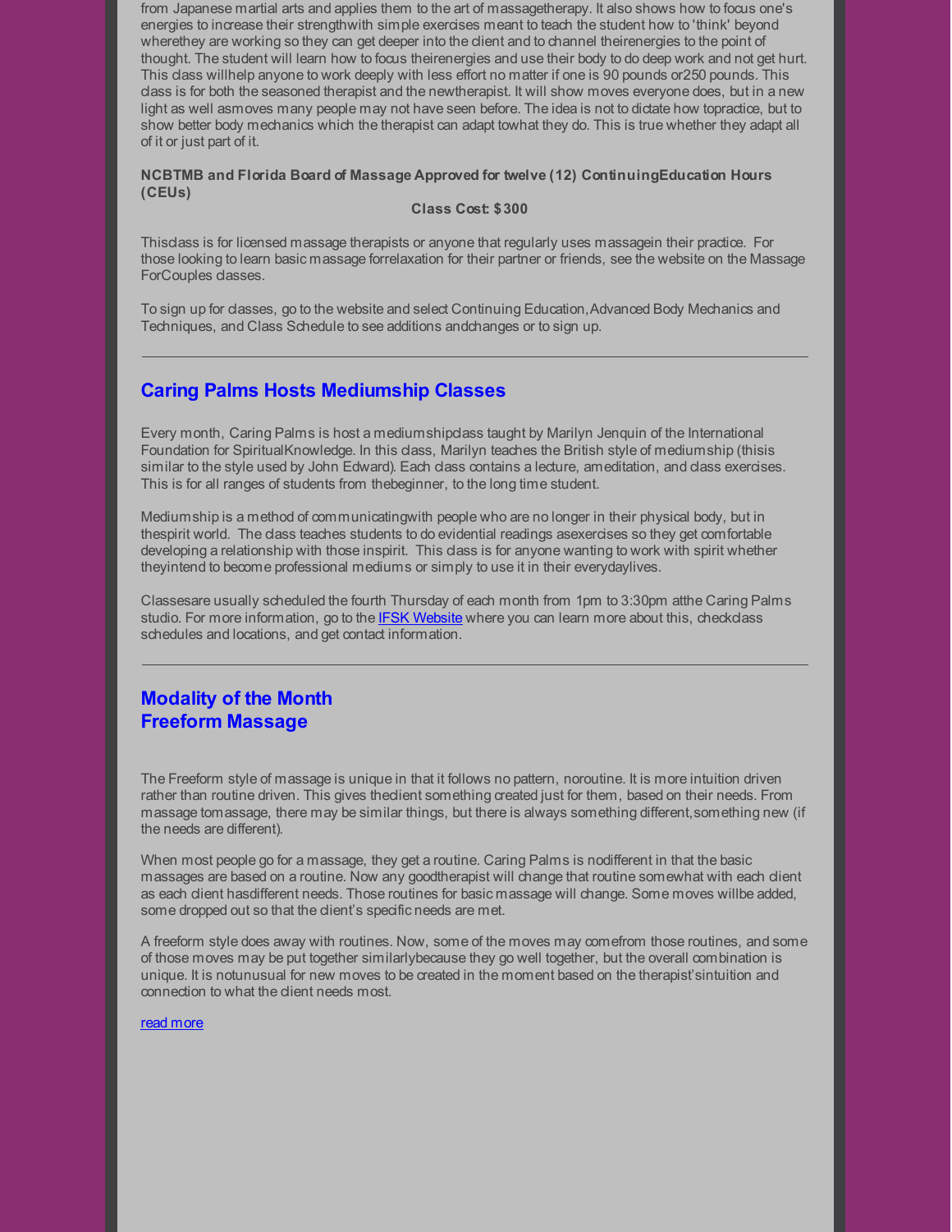from Japanese martial arts and applies them to the art of massagetherapy. It also shows how to focus one's energies to increase their strengthwith simple exercises meant to teach the student how to 'think' beyond wherethey are working so they can get deeper into the client and to channel theirenergies to the point of thought. The student will learn how to focus theirenergies and use their body to do deep work and not get hurt. This class willhelp anyone to work deeply with less effort no matter if one is 90 pounds or250 pounds. This class is for both the seasoned therapist and the newtherapist. It will show moves everyone does, but in a new light as well asmoves many people may not have seen before. The idea is not to dictate how topractice, but to show better body mechanics which the therapist can adapt towhat they do. This is true whether they adapt all of it or just part of it.

**NCBTMB and Florida Board of Massage Approved for twelve (12) ContinuingEducation Hours (CEUs)**

**Class Cost: $300**

Thisclass is for licensed massage therapists or anyone that regularly uses massagein their practice. For those looking to learn basic massage forrelaxation for their partner or friends, see the website on the Massage ForCouples classes.

To sign up for classes, go to the website and select Continuing Education,Advanced Body Mechanics and Techniques, and Class Schedule to see additions andchanges or to sign up.

---

## Caring Palms Hosts Mediumship Classes

Every month, Caring Palms is host a mediumshipclass taught by Marilyn Jenquin of the International Foundation for SpiritualKnowledge. In this class, Marilyn teaches the British style of mediumship (thisis similar to the style used by John Edward). Each class contains a lecture, ameditation, and class exercises. This is for all ranges of students from thebeginner, to the long time student.

Mediumship is a method of communicatingwith people who are no longer in their physical body, but in thespirit world. The class teaches students to do evidential readings asexercises so they get comfortable developing a relationship with those inspirit. This class is for anyone wanting to work with spirit whether theyintend to become professional mediums or simply to use it in their everydaylives.

Classesare usually scheduled the fourth Thursday of each month from 1pm to 3:30pm atthe Caring Palms studio. For more information, go to the IFSK Website where you can learn more about this, checkclass schedules and locations, and get contact information.

---

## Modality of the Month
## Freeform Massage

The Freeform style of massage is unique in that it follows no pattern, noroutine. It is more intuition driven rather than routine driven. This gives theclient something created just for them, based on their needs. From massage tomassage, there may be similar things, but there is always something different,something new (if the needs are different).

When most people go for a massage, they get a routine. Caring Palms is nodifferent in that the basic massages are based on a routine. Now any goodtherapist will change that routine somewhat with each client as each client hasdifferent needs. Those routines for basic massage will change. Some moves willbe added, some dropped out so that the client's specific needs are met.

A freeform style does away with routines. Now, some of the moves may comefrom those routines, and some of those moves may be put together similarlybecause they go well together, but the overall combination is unique. It is notunusual for new moves to be created in the moment based on the therapist'sintuition and connection to what the client needs most.

read more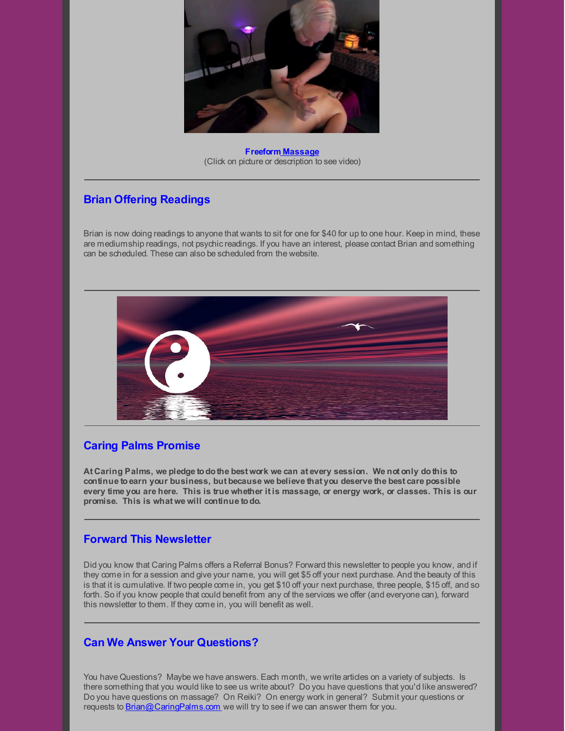**Freeform Massage**
(Click on picture or description to see video)

---

## Brian Offering Readings

Brian is now doing readings to anyone that wants to sit for one for $40 for up to one hour. Keep in mind, these are mediumship readings, not psychic readings. If you have an interest, please contact Brian and something can be scheduled. These can also be scheduled from the website.

---

## Caring Palms Promise

**At Caring Palms, we pledge to do the best work we can at every session. We not only do this to continue to earn your business, but because we believe that you deserve the best care possible every time you are here. This is true whether it is massage, or energy work, or classes. This is our promise. This is what we will continue to do.**

---

## Forward This Newsletter

Did you know that Caring Palms offers a Referral Bonus? Forward this newsletter to people you know, and if they come in for a session and give your name, you will get $5 off your next purchase. And the beauty of this is that it is cumulative. If two people come in, you get $10 off your next purchase, three people, $15 off, and so forth. So if you know people that could benefit from any of the services we offer (and everyone can), forward this newsletter to them. If they come in, you will benefit as well.

---

## Can We Answer Your Questions?

You have Questions? Maybe we have answers. Each month, we write articles on a variety of subjects. Is there something that you would like to see us write about? Do you have questions that you'd like answered? Do you have questions on massage? On Reiki? On energy work in general? Submit your questions or requests to Brian@CaringPalms.com we will try to see if we can answer them for you.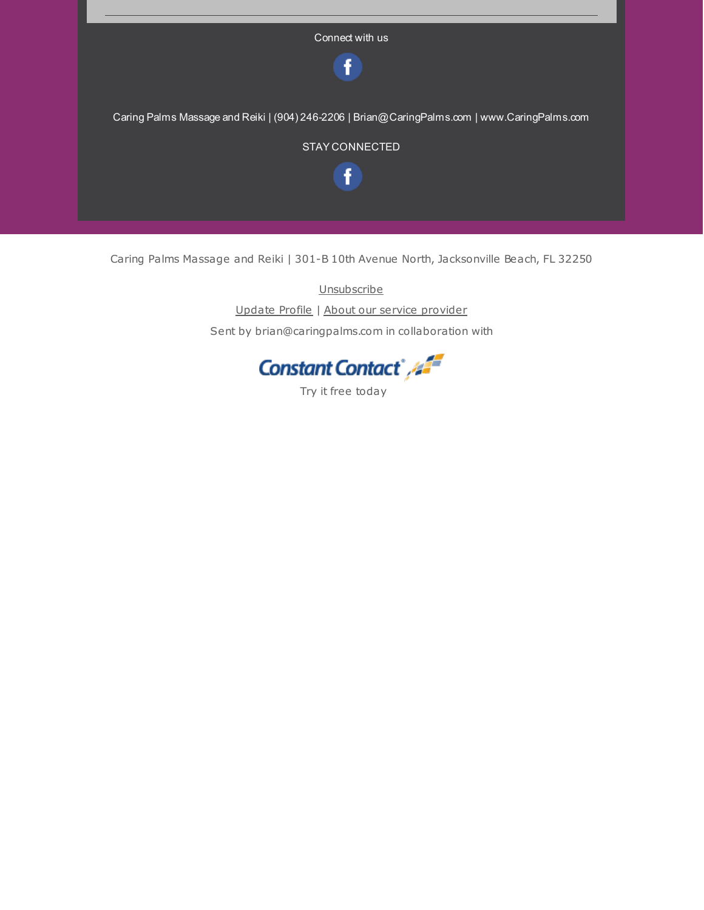Connect with us

Caring Palms Massage and Reiki | (904) 246-2206 | Brian@CaringPalms.com | www.CaringPalms.com

STAY CONNECTED

Caring Palms Massage and Reiki | 301-B 10th Avenue North, Jacksonville Beach, FL 32250

Unsubscribe

Update Profile | About our service provider

Sent by brian@caringpalms.com in collaboration with

Constant Contact

Try it free today